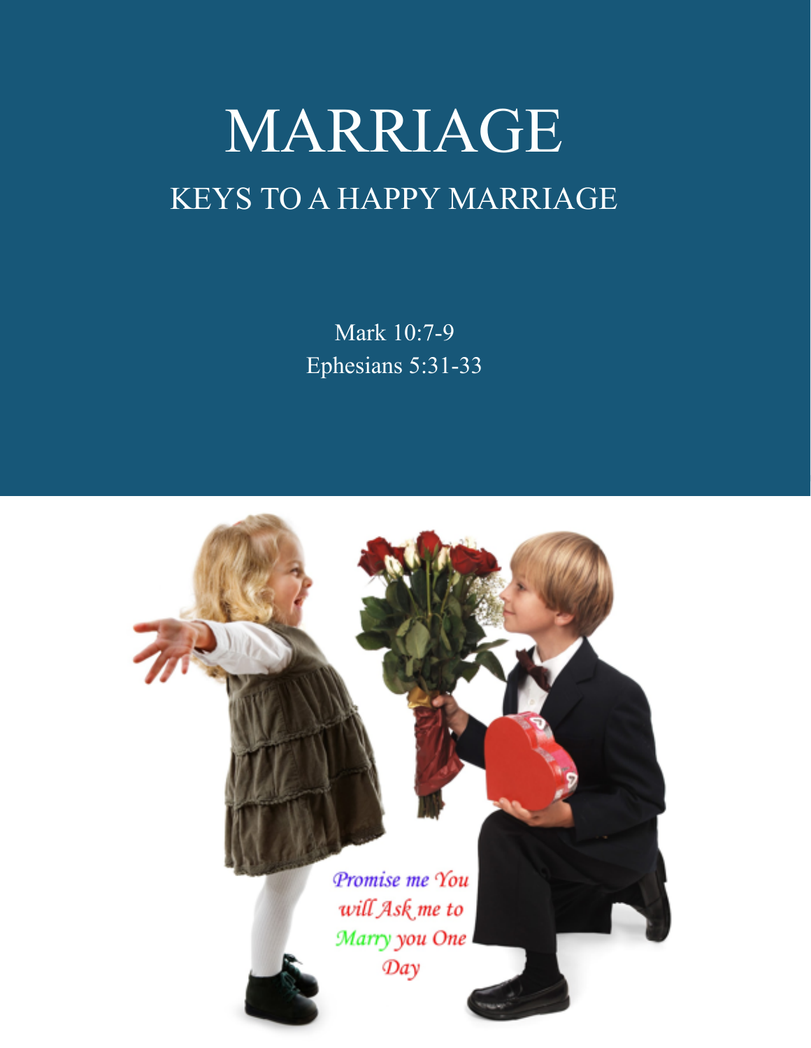# MARRIAGE

## KEYS TO A HAPPY MARRIAGE

Mark 10:7-9
Ephesians 5:31-33

*Promise me You will Ask me to Marry you One Day*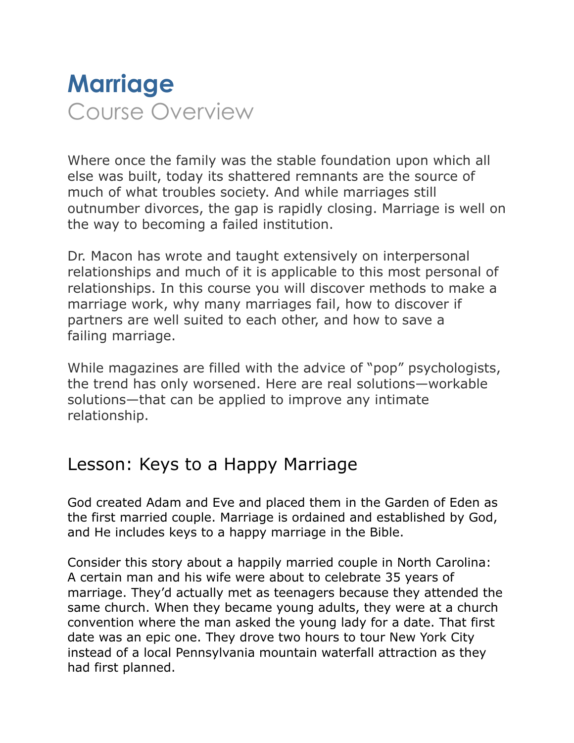# Marriage

## Course Overview

Where once the family was the stable foundation upon which all else was built, today its shattered remnants are the source of much of what troubles society. And while marriages still outnumber divorces, the gap is rapidly closing. Marriage is well on the way to becoming a failed institution.

Dr. Macon has wrote and taught extensively on interpersonal relationships and much of it is applicable to this most personal of relationships. In this course you will discover methods to make a marriage work, why many marriages fail, how to discover if partners are well suited to each other, and how to save a failing marriage.

While magazines are filled with the advice of "pop" psychologists, the trend has only worsened. Here are real solutions—workable solutions—that can be applied to improve any intimate relationship.

## Lesson: Keys to a Happy Marriage

God created Adam and Eve and placed them in the Garden of Eden as the first married couple. Marriage is ordained and established by God, and He includes keys to a happy marriage in the Bible.

Consider this story about a happily married couple in North Carolina: A certain man and his wife were about to celebrate 35 years of marriage. They'd actually met as teenagers because they attended the same church. When they became young adults, they were at a church convention where the man asked the young lady for a date. That first date was an epic one. They drove two hours to tour New York City instead of a local Pennsylvania mountain waterfall attraction as they had first planned.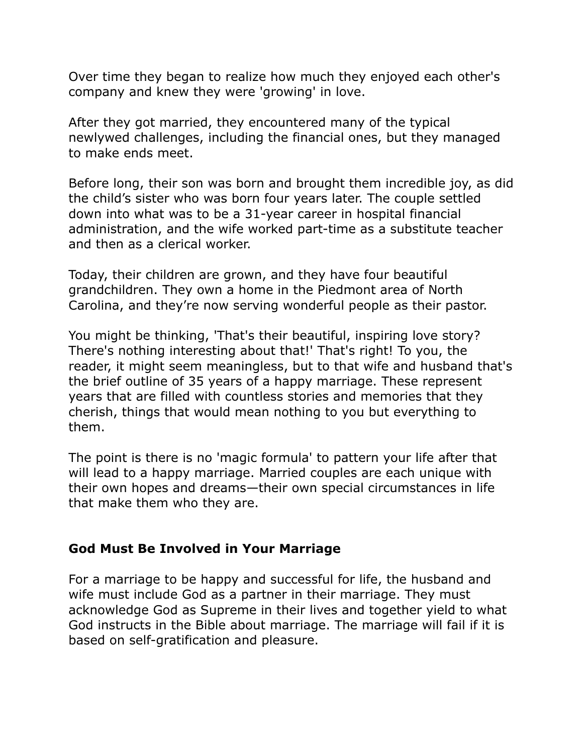Over time they began to realize how much they enjoyed each other's company and knew they were 'growing' in love.

After they got married, they encountered many of the typical newlywed challenges, including the financial ones, but they managed to make ends meet.

Before long, their son was born and brought them incredible joy, as did the child's sister who was born four years later. The couple settled down into what was to be a 31-year career in hospital financial administration, and the wife worked part-time as a substitute teacher and then as a clerical worker.

Today, their children are grown, and they have four beautiful grandchildren. They own a home in the Piedmont area of North Carolina, and they're now serving wonderful people as their pastor.

You might be thinking, 'That's their beautiful, inspiring love story? There's nothing interesting about that!' That's right! To you, the reader, it might seem meaningless, but to that wife and husband that's the brief outline of 35 years of a happy marriage. These represent years that are filled with countless stories and memories that they cherish, things that would mean nothing to you but everything to them.

The point is there is no 'magic formula' to pattern your life after that will lead to a happy marriage. Married couples are each unique with their own hopes and dreams—their own special circumstances in life that make them who they are.

## God Must Be Involved in Your Marriage

For a marriage to be happy and successful for life, the husband and wife must include God as a partner in their marriage. They must acknowledge God as Supreme in their lives and together yield to what God instructs in the Bible about marriage. The marriage will fail if it is based on self-gratification and pleasure.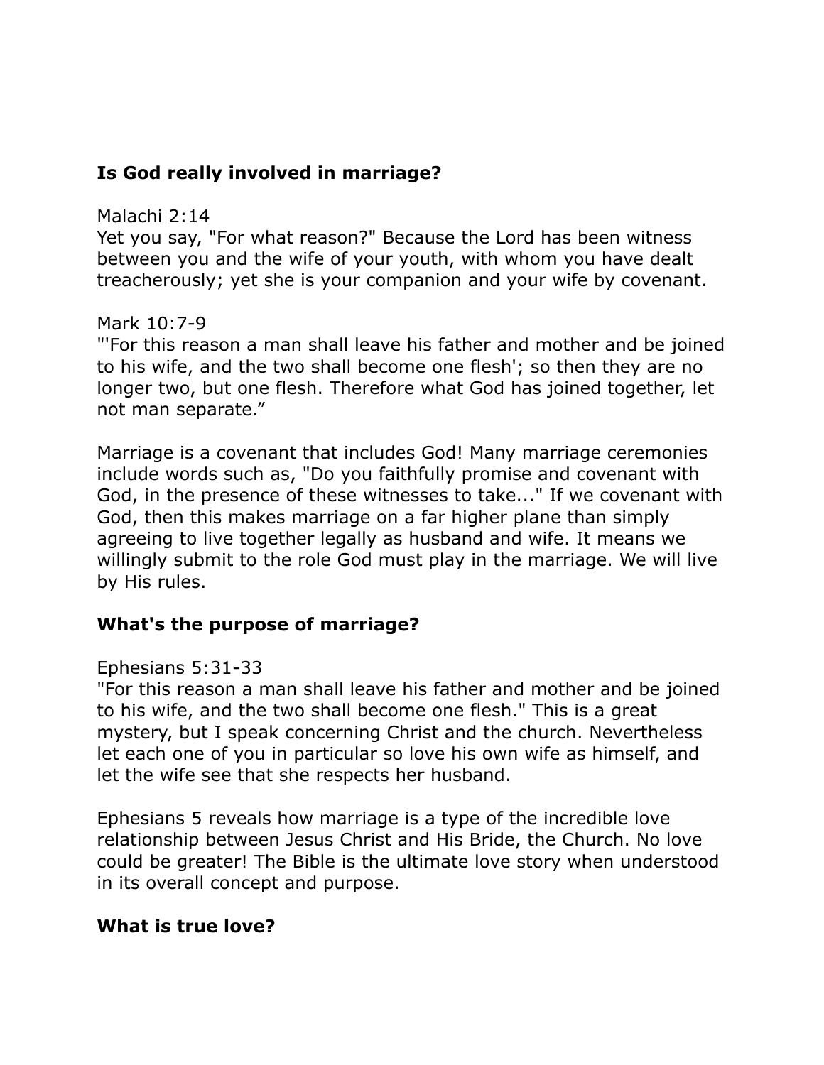**Is God really involved in marriage?**

Malachi 2:14
Yet you say, "For what reason?" Because the Lord has been witness between you and the wife of your youth, with whom you have dealt treacherously; yet she is your companion and your wife by covenant.

Mark 10:7-9
"'For this reason a man shall leave his father and mother and be joined to his wife, and the two shall become one flesh'; so then they are no longer two, but one flesh. Therefore what God has joined together, let not man separate."

Marriage is a covenant that includes God! Many marriage ceremonies include words such as, "Do you faithfully promise and covenant with God, in the presence of these witnesses to take..." If we covenant with God, then this makes marriage on a far higher plane than simply agreeing to live together legally as husband and wife. It means we willingly submit to the role God must play in the marriage. We will live by His rules.

**What's the purpose of marriage?**

Ephesians 5:31-33
"For this reason a man shall leave his father and mother and be joined to his wife, and the two shall become one flesh." This is a great mystery, but I speak concerning Christ and the church. Nevertheless let each one of you in particular so love his own wife as himself, and let the wife see that she respects her husband.

Ephesians 5 reveals how marriage is a type of the incredible love relationship between Jesus Christ and His Bride, the Church. No love could be greater! The Bible is the ultimate love story when understood in its overall concept and purpose.

**What is true love?**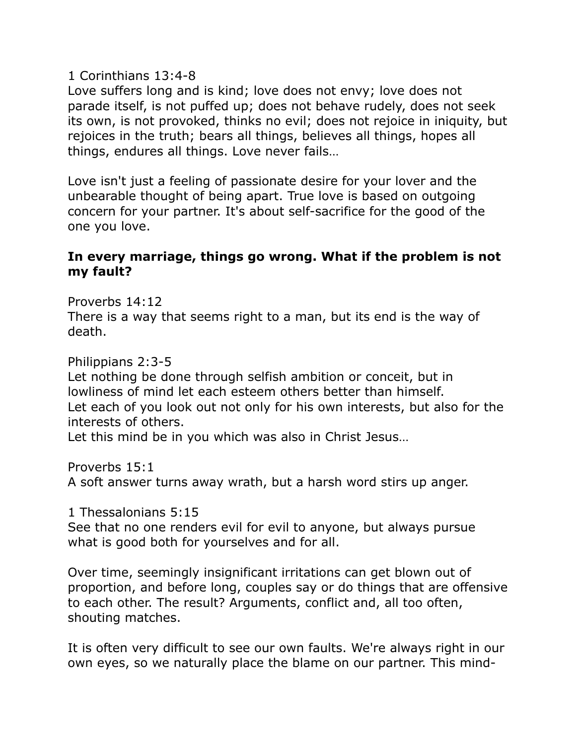1 Corinthians 13:4-8
Love suffers long and is kind; love does not envy; love does not parade itself, is not puffed up; does not behave rudely, does not seek its own, is not provoked, thinks no evil; does not rejoice in iniquity, but rejoices in the truth; bears all things, believes all things, hopes all things, endures all things. Love never fails…

Love isn't just a feeling of passionate desire for your lover and the unbearable thought of being apart. True love is based on outgoing concern for your partner. It's about self-sacrifice for the good of the one you love.

**In every marriage, things go wrong. What if the problem is not my fault?**

Proverbs 14:12
There is a way that seems right to a man, but its end is the way of death.

Philippians 2:3-5
Let nothing be done through selfish ambition or conceit, but in lowliness of mind let each esteem others better than himself.
Let each of you look out not only for his own interests, but also for the interests of others.
Let this mind be in you which was also in Christ Jesus…

Proverbs 15:1
A soft answer turns away wrath, but a harsh word stirs up anger.

1 Thessalonians 5:15
See that no one renders evil for evil to anyone, but always pursue what is good both for yourselves and for all.

Over time, seemingly insignificant irritations can get blown out of proportion, and before long, couples say or do things that are offensive to each other. The result? Arguments, conflict and, all too often, shouting matches.

It is often very difficult to see our own faults. We're always right in our own eyes, so we naturally place the blame on our partner. This mind-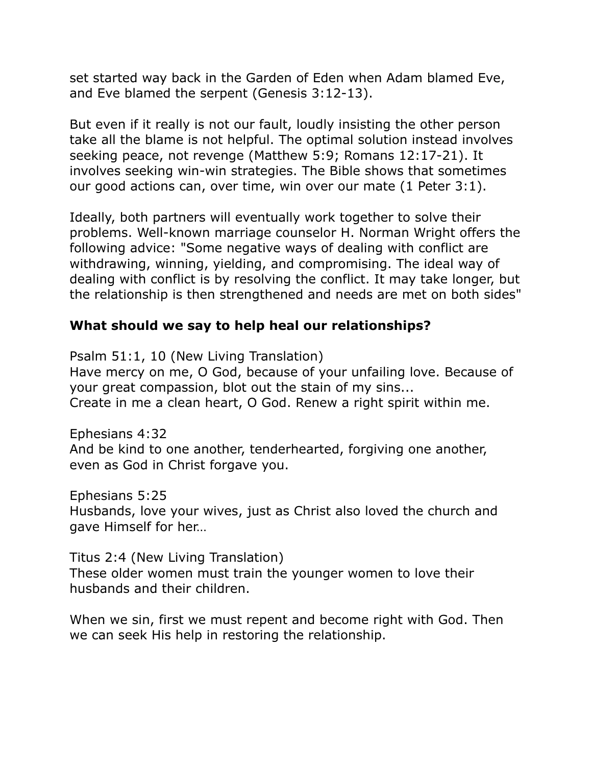set started way back in the Garden of Eden when Adam blamed Eve, and Eve blamed the serpent (Genesis 3:12-13).

But even if it really is not our fault, loudly insisting the other person take all the blame is not helpful. The optimal solution instead involves seeking peace, not revenge (Matthew 5:9; Romans 12:17-21). It involves seeking win-win strategies. The Bible shows that sometimes our good actions can, over time, win over our mate (1 Peter 3:1).

Ideally, both partners will eventually work together to solve their problems. Well-known marriage counselor H. Norman Wright offers the following advice: "Some negative ways of dealing with conflict are withdrawing, winning, yielding, and compromising. The ideal way of dealing with conflict is by resolving the conflict. It may take longer, but the relationship is then strengthened and needs are met on both sides"

**What should we say to help heal our relationships?**

Psalm 51:1, 10 (New Living Translation)
Have mercy on me, O God, because of your unfailing love. Because of your great compassion, blot out the stain of my sins...
Create in me a clean heart, O God. Renew a right spirit within me.

Ephesians 4:32
And be kind to one another, tenderhearted, forgiving one another, even as God in Christ forgave you.

Ephesians 5:25
Husbands, love your wives, just as Christ also loved the church and gave Himself for her…

Titus 2:4 (New Living Translation)
These older women must train the younger women to love their husbands and their children.

When we sin, first we must repent and become right with God. Then we can seek His help in restoring the relationship.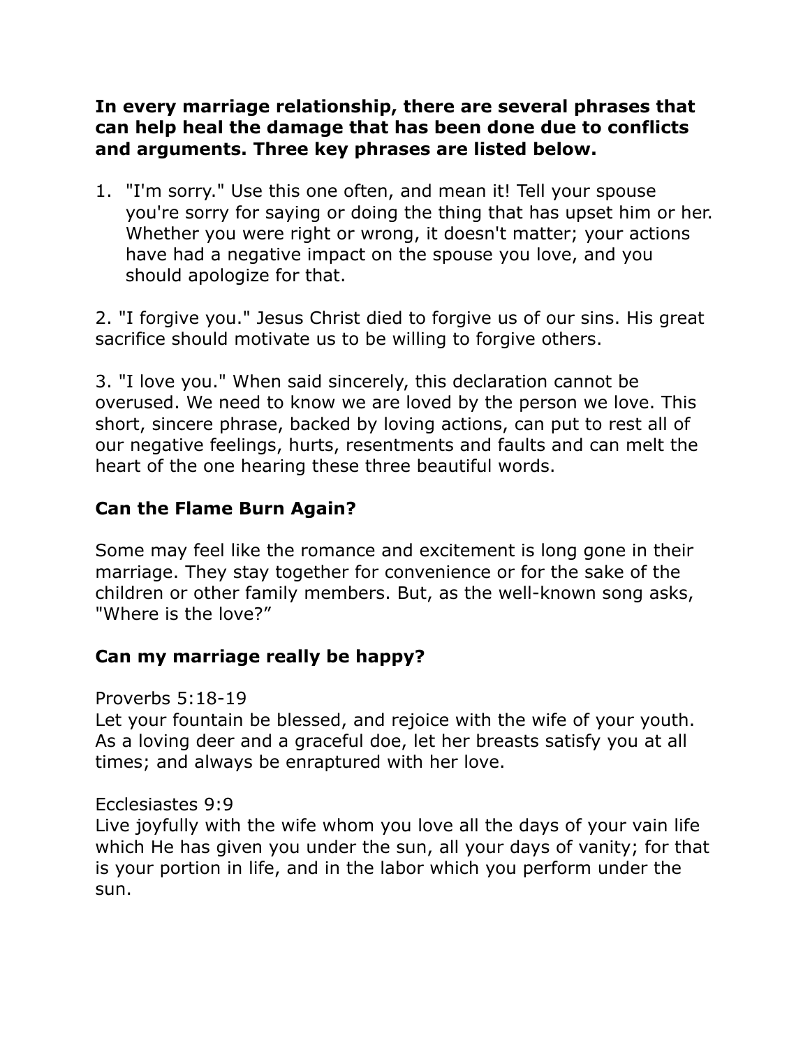**In every marriage relationship, there are several phrases that can help heal the damage that has been done due to conflicts and arguments. Three key phrases are listed below.**

1. "I'm sorry." Use this one often, and mean it! Tell your spouse you're sorry for saying or doing the thing that has upset him or her. Whether you were right or wrong, it doesn't matter; your actions have had a negative impact on the spouse you love, and you should apologize for that.

2. "I forgive you." Jesus Christ died to forgive us of our sins. His great sacrifice should motivate us to be willing to forgive others.

3. "I love you." When said sincerely, this declaration cannot be overused. We need to know we are loved by the person we love. This short, sincere phrase, backed by loving actions, can put to rest all of our negative feelings, hurts, resentments and faults and can melt the heart of the one hearing these three beautiful words.

## Can the Flame Burn Again?

Some may feel like the romance and excitement is long gone in their marriage. They stay together for convenience or for the sake of the children or other family members. But, as the well-known song asks, "Where is the love?"

## Can my marriage really be happy?

Proverbs 5:18-19
Let your fountain be blessed, and rejoice with the wife of your youth. As a loving deer and a graceful doe, let her breasts satisfy you at all times; and always be enraptured with her love.

Ecclesiastes 9:9
Live joyfully with the wife whom you love all the days of your vain life which He has given you under the sun, all your days of vanity; for that is your portion in life, and in the labor which you perform under the sun.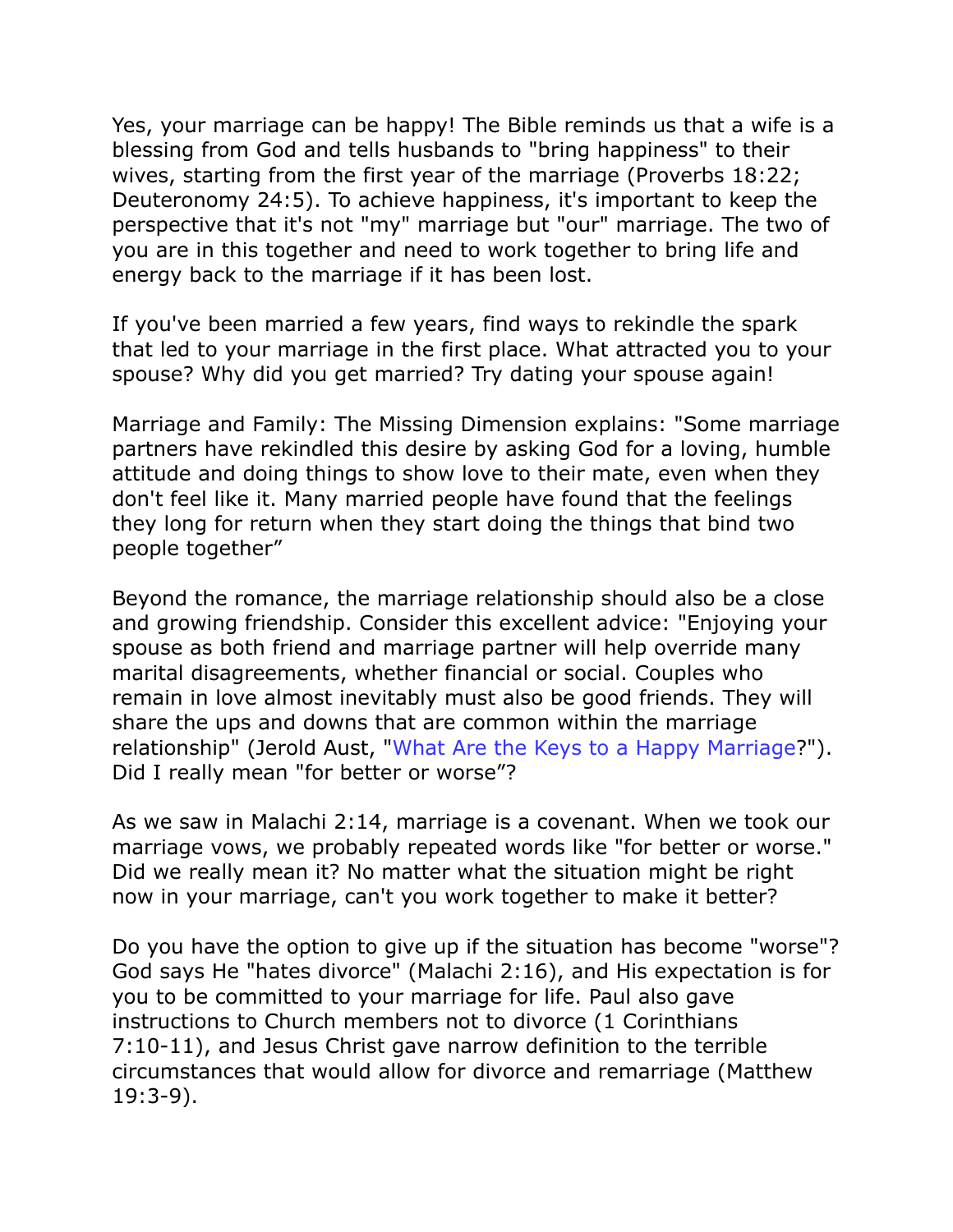Yes, your marriage can be happy! The Bible reminds us that a wife is a blessing from God and tells husbands to "bring happiness" to their wives, starting from the first year of the marriage (Proverbs 18:22; Deuteronomy 24:5). To achieve happiness, it's important to keep the perspective that it's not "my" marriage but "our" marriage. The two of you are in this together and need to work together to bring life and energy back to the marriage if it has been lost.

If you've been married a few years, find ways to rekindle the spark that led to your marriage in the first place. What attracted you to your spouse? Why did you get married? Try dating your spouse again!

Marriage and Family: The Missing Dimension explains: "Some marriage partners have rekindled this desire by asking God for a loving, humble attitude and doing things to show love to their mate, even when they don't feel like it. Many married people have found that the feelings they long for return when they start doing the things that bind two people together”

Beyond the romance, the marriage relationship should also be a close and growing friendship. Consider this excellent advice: "Enjoying your spouse as both friend and marriage partner will help override many marital disagreements, whether financial or social. Couples who remain in love almost inevitably must also be good friends. They will share the ups and downs that are common within the marriage relationship" (Jerold Aust, "What Are the Keys to a Happy Marriage?").
Did I really mean "for better or worse”?

As we saw in Malachi 2:14, marriage is a covenant. When we took our marriage vows, we probably repeated words like "for better or worse." Did we really mean it? No matter what the situation might be right now in your marriage, can't you work together to make it better?

Do you have the option to give up if the situation has become "worse"? God says He "hates divorce" (Malachi 2:16), and His expectation is for you to be committed to your marriage for life. Paul also gave instructions to Church members not to divorce (1 Corinthians 7:10-11), and Jesus Christ gave narrow definition to the terrible circumstances that would allow for divorce and remarriage (Matthew 19:3-9).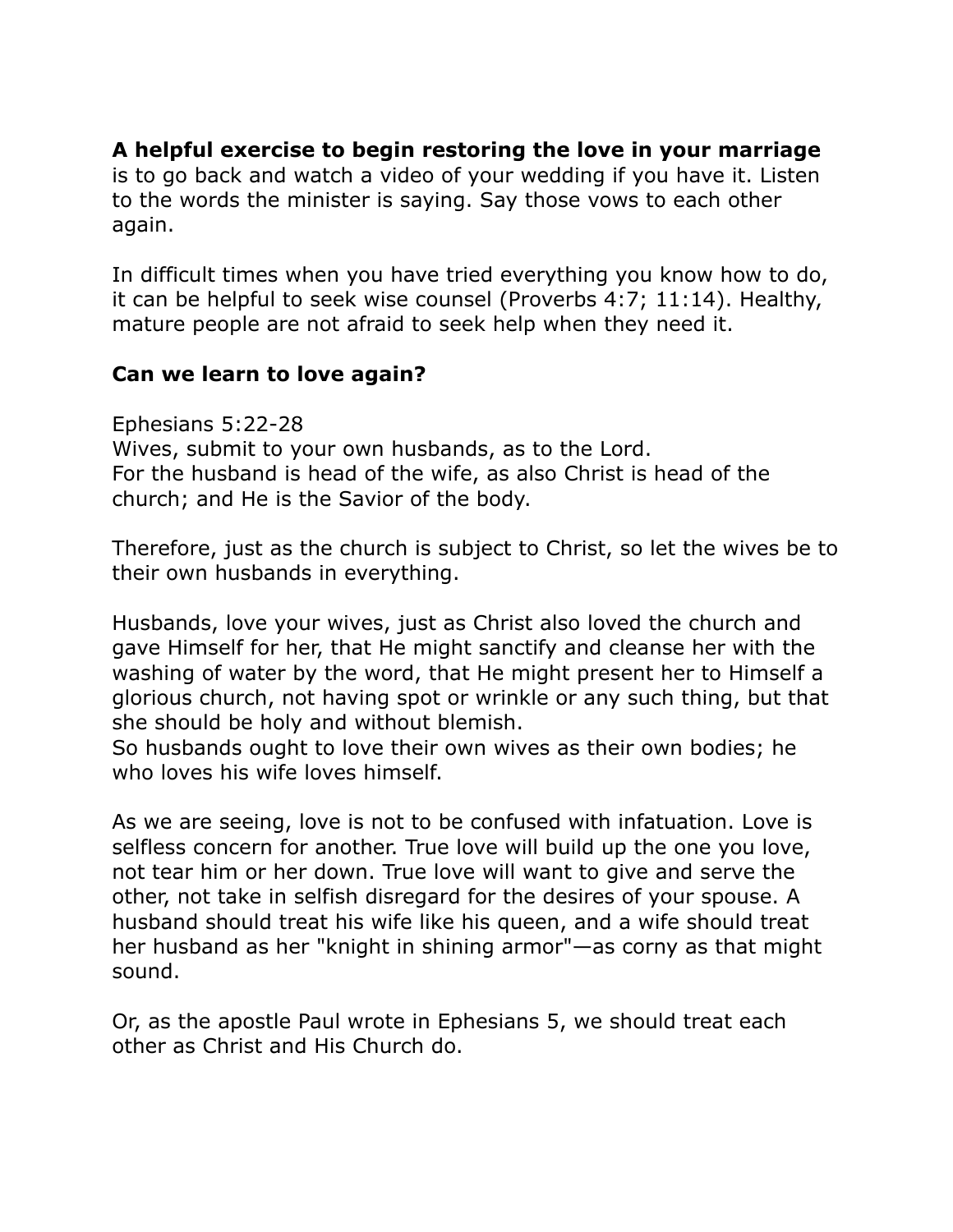**A helpful exercise to begin restoring the love in your marriage** is to go back and watch a video of your wedding if you have it. Listen to the words the minister is saying. Say those vows to each other again.

In difficult times when you have tried everything you know how to do, it can be helpful to seek wise counsel (Proverbs 4:7; 11:14). Healthy, mature people are not afraid to seek help when they need it.

**Can we learn to love again?**

Ephesians 5:22-28
Wives, submit to your own husbands, as to the Lord.
For the husband is head of the wife, as also Christ is head of the church; and He is the Savior of the body.

Therefore, just as the church is subject to Christ, so let the wives be to their own husbands in everything.

Husbands, love your wives, just as Christ also loved the church and gave Himself for her, that He might sanctify and cleanse her with the washing of water by the word, that He might present her to Himself a glorious church, not having spot or wrinkle or any such thing, but that she should be holy and without blemish.
So husbands ought to love their own wives as their own bodies; he who loves his wife loves himself.

As we are seeing, love is not to be confused with infatuation. Love is selfless concern for another. True love will build up the one you love, not tear him or her down. True love will want to give and serve the other, not take in selfish disregard for the desires of your spouse. A husband should treat his wife like his queen, and a wife should treat her husband as her "knight in shining armor"—as corny as that might sound.

Or, as the apostle Paul wrote in Ephesians 5, we should treat each other as Christ and His Church do.